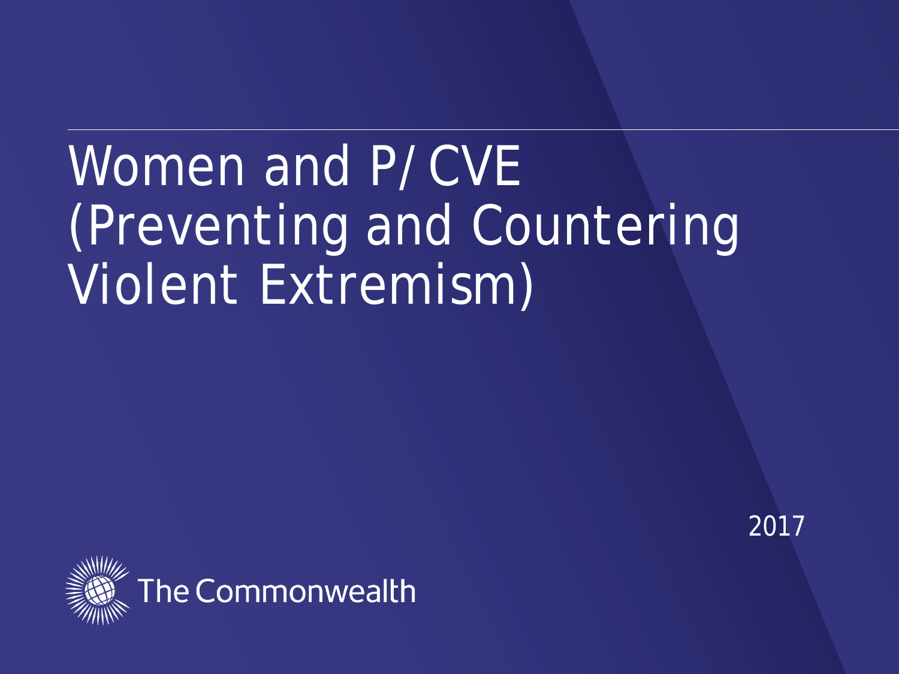# Women and P/ CVE (Preventing and Countering Violent Extremism)

2017

The Commonwealth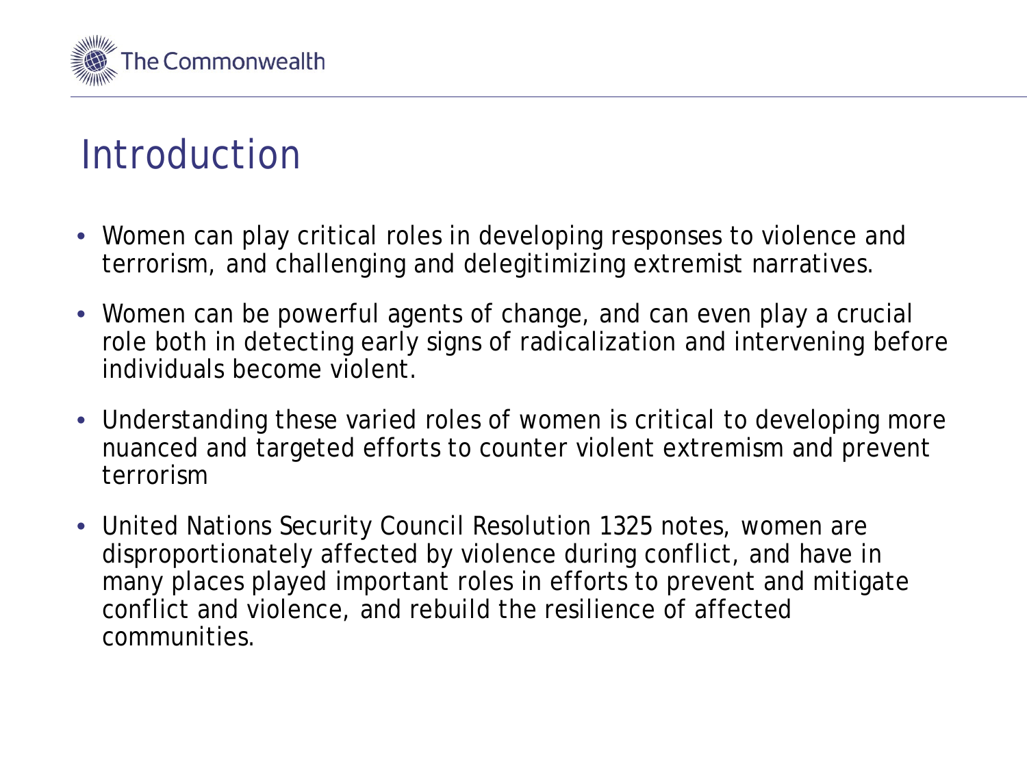# Introduction

- Women can play critical roles in developing responses to violence and terrorism, and challenging and delegitimizing extremist narratives.
- Women can be powerful agents of change, and can even play a crucial role both in detecting early signs of radicalization and intervening before individuals become violent.
- Understanding these varied roles of women is critical to developing more nuanced and targeted efforts to counter violent extremism and prevent terrorism
- United Nations Security Council Resolution 1325 notes, women are disproportionately affected by violence during conflict, and have in many places played important roles in efforts to prevent and mitigate conflict and violence, and rebuild the resilience of affected communities.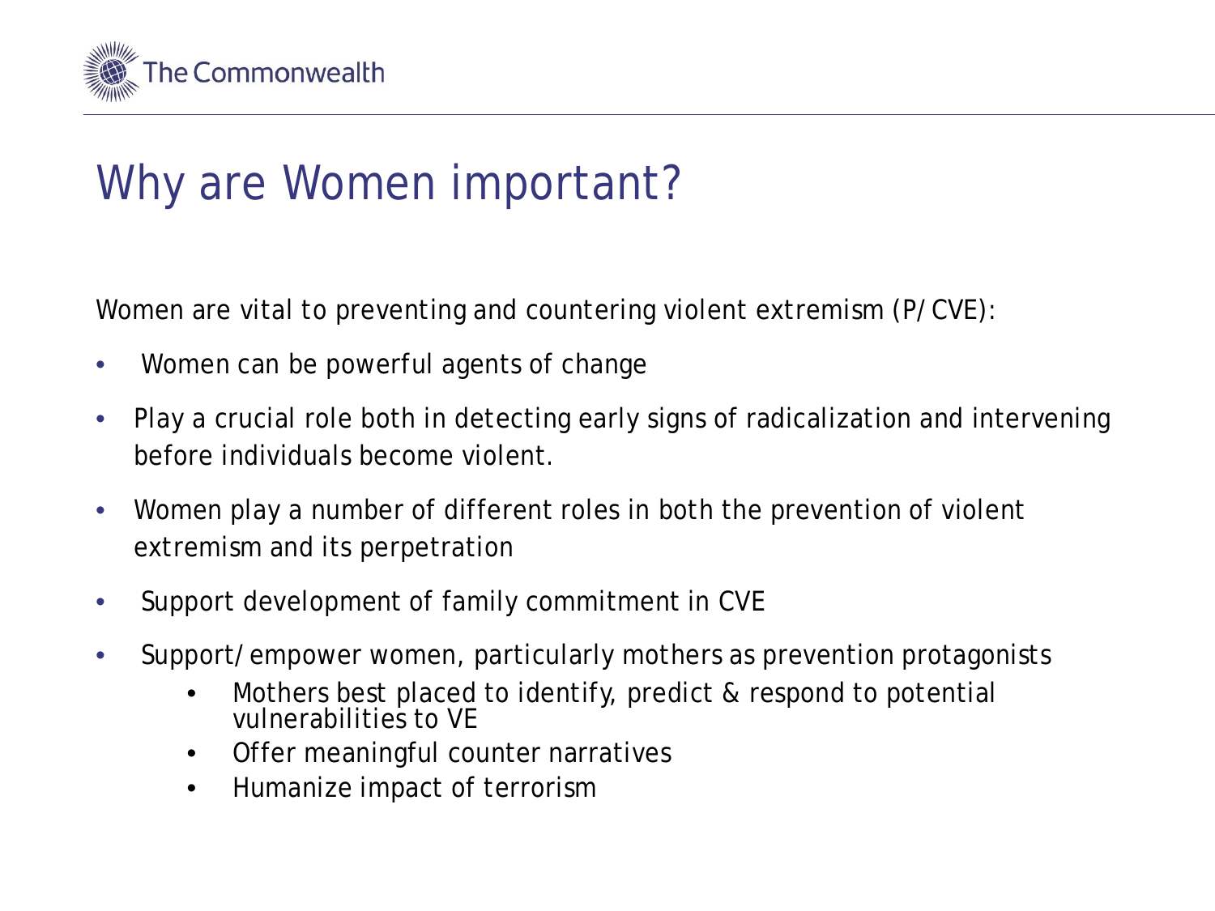# Why are Women important?

Women are vital to preventing and countering violent extremism (P/CVE):

- Women can be powerful agents of change
- Play a crucial role both in detecting early signs of radicalization and intervening before individuals become violent.
- Women play a number of different roles in both the prevention of violent extremism and its perpetration
- Support development of family commitment in CVE
- Support/empower women, particularly mothers as prevention protagonists
    - Mothers best placed to identify, predict & respond to potential vulnerabilities to VE
    - Offer meaningful counter narratives
    - Humanize impact of terrorism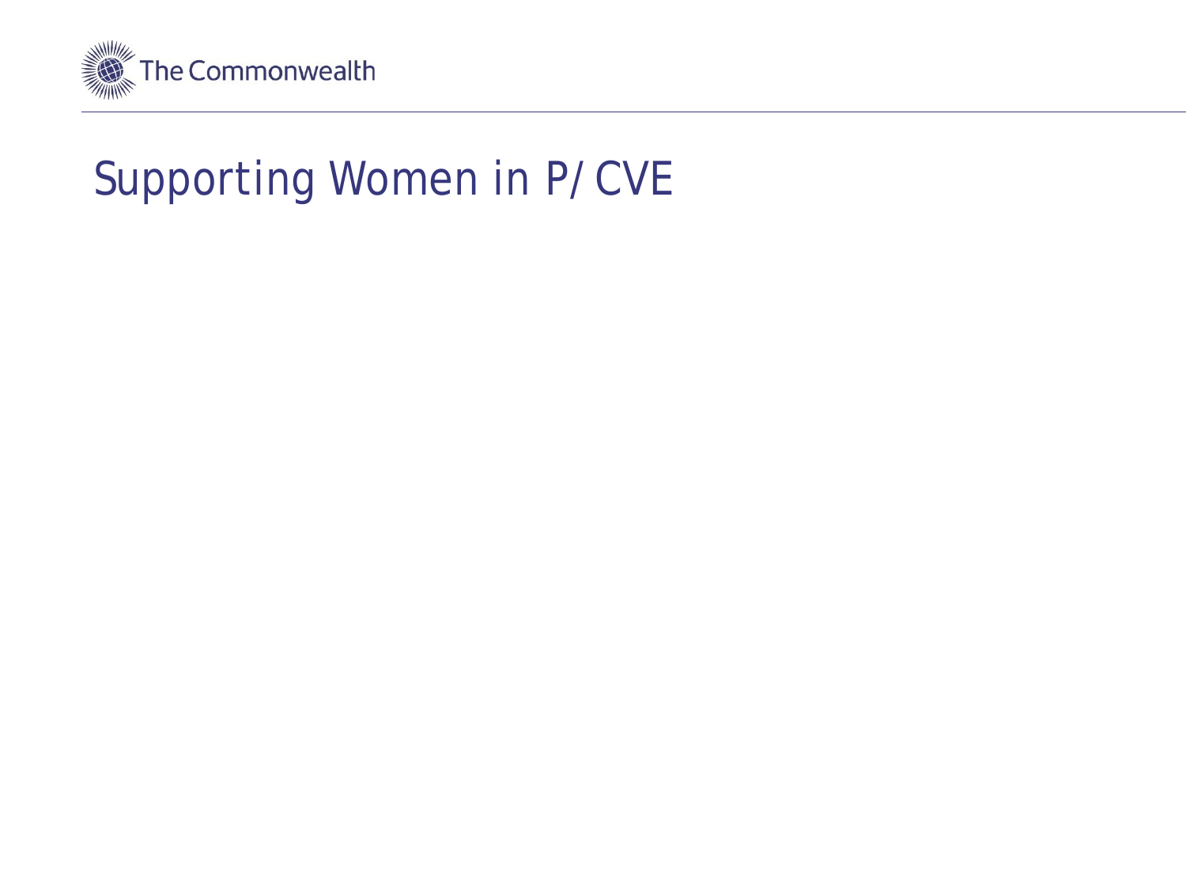# Supporting Women in P/CVE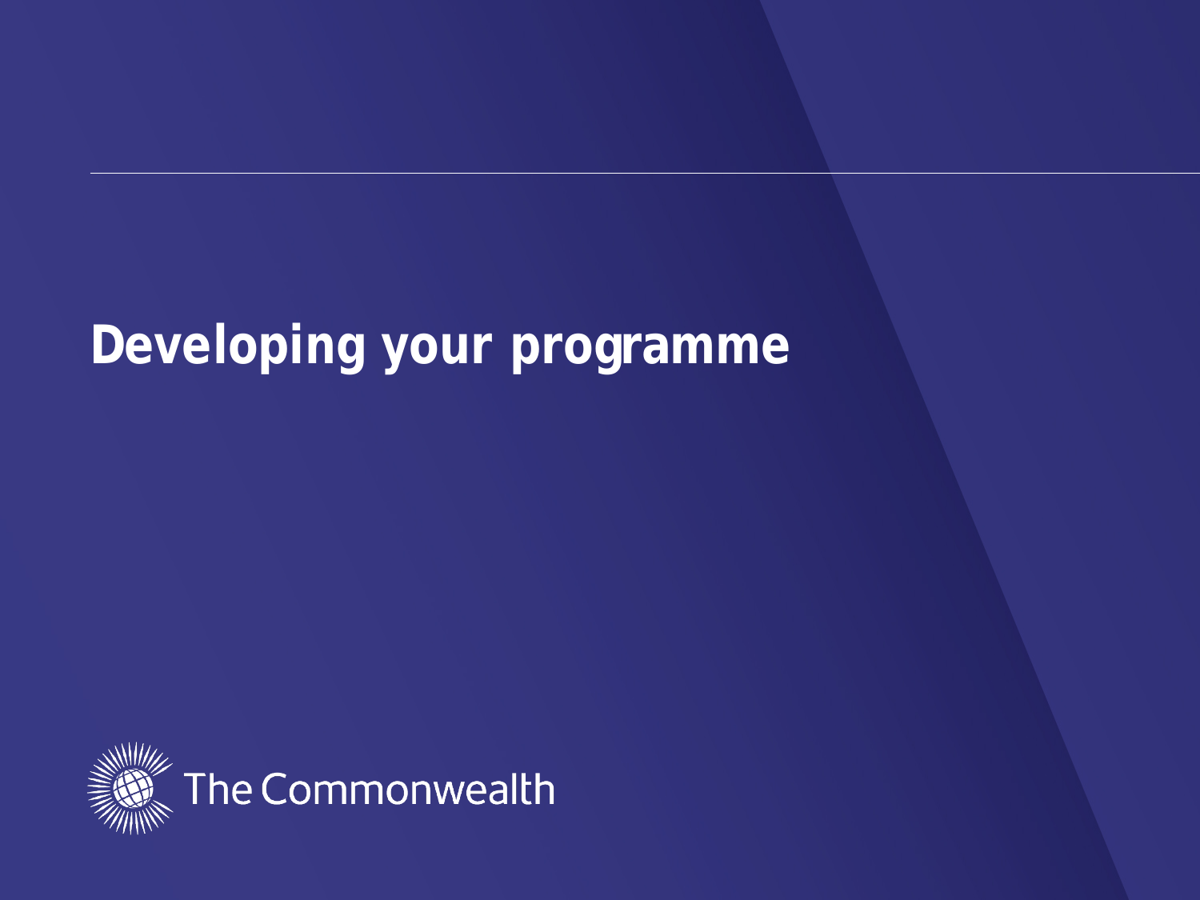# Developing your programme

The Commonwealth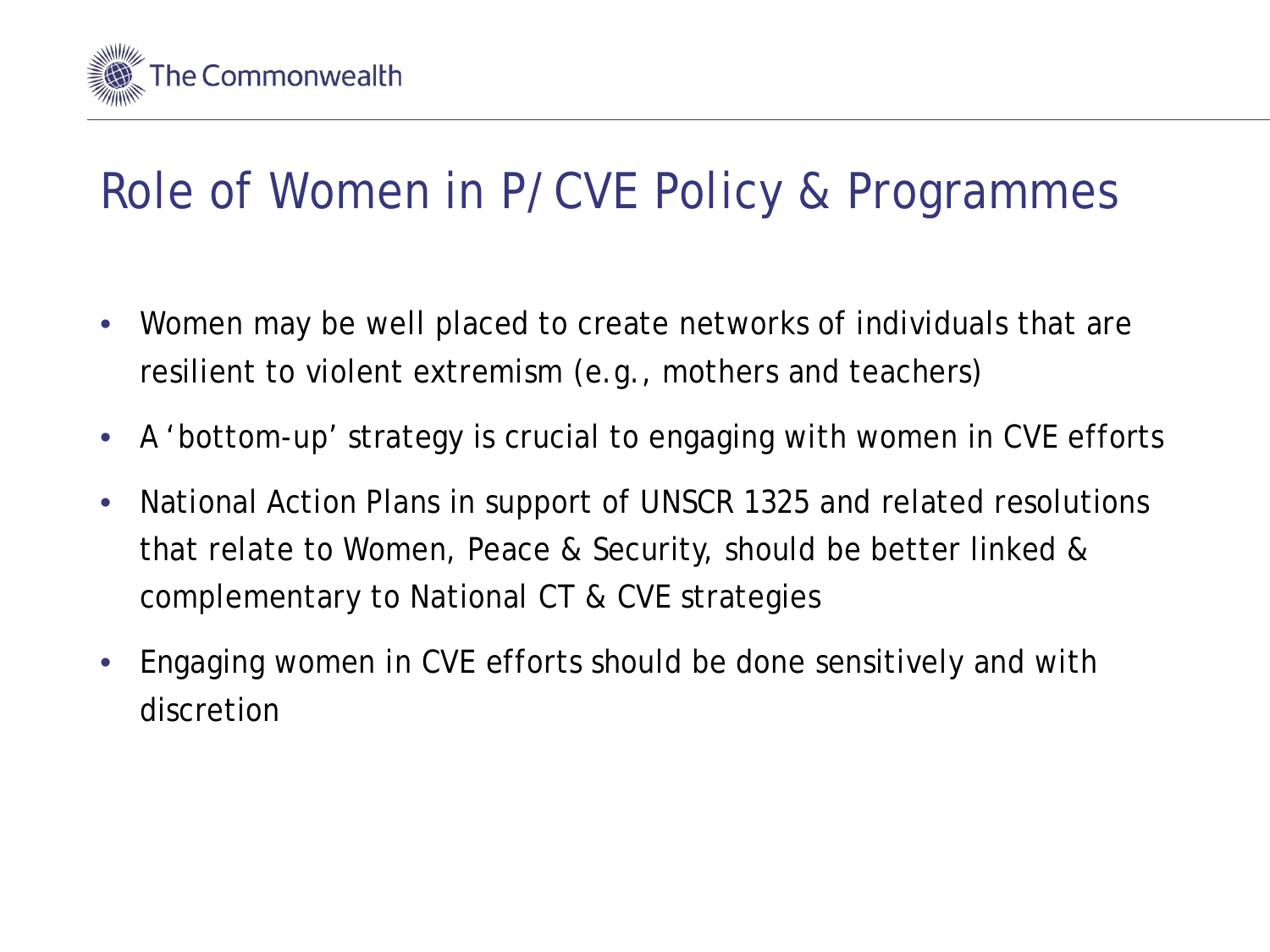# Role of Women in P/CVE Policy & Programmes

- Women may be well placed to create networks of individuals that are resilient to violent extremism (e.g., mothers and teachers)
- A 'bottom-up' strategy is crucial to engaging with women in CVE efforts
- National Action Plans in support of UNSCR 1325 and related resolutions that relate to Women, Peace & Security, should be better linked & complementary to National CT & CVE strategies
- Engaging women in CVE efforts should be done sensitively and with discretion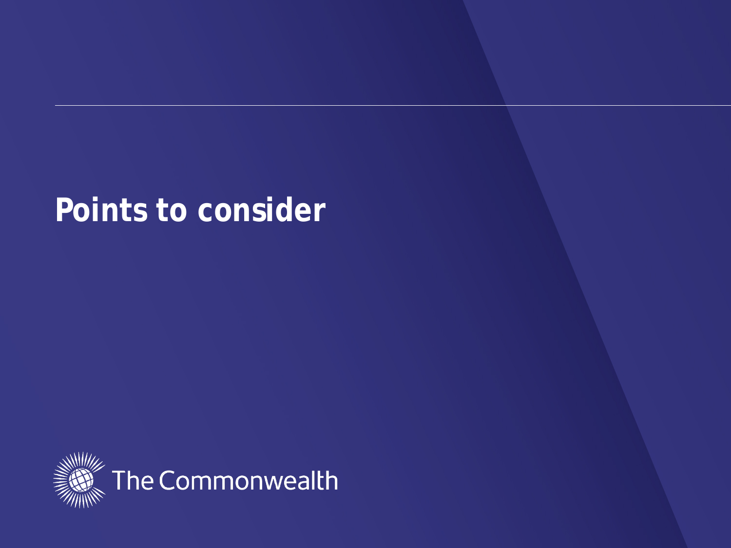# Points to consider

The Commonwealth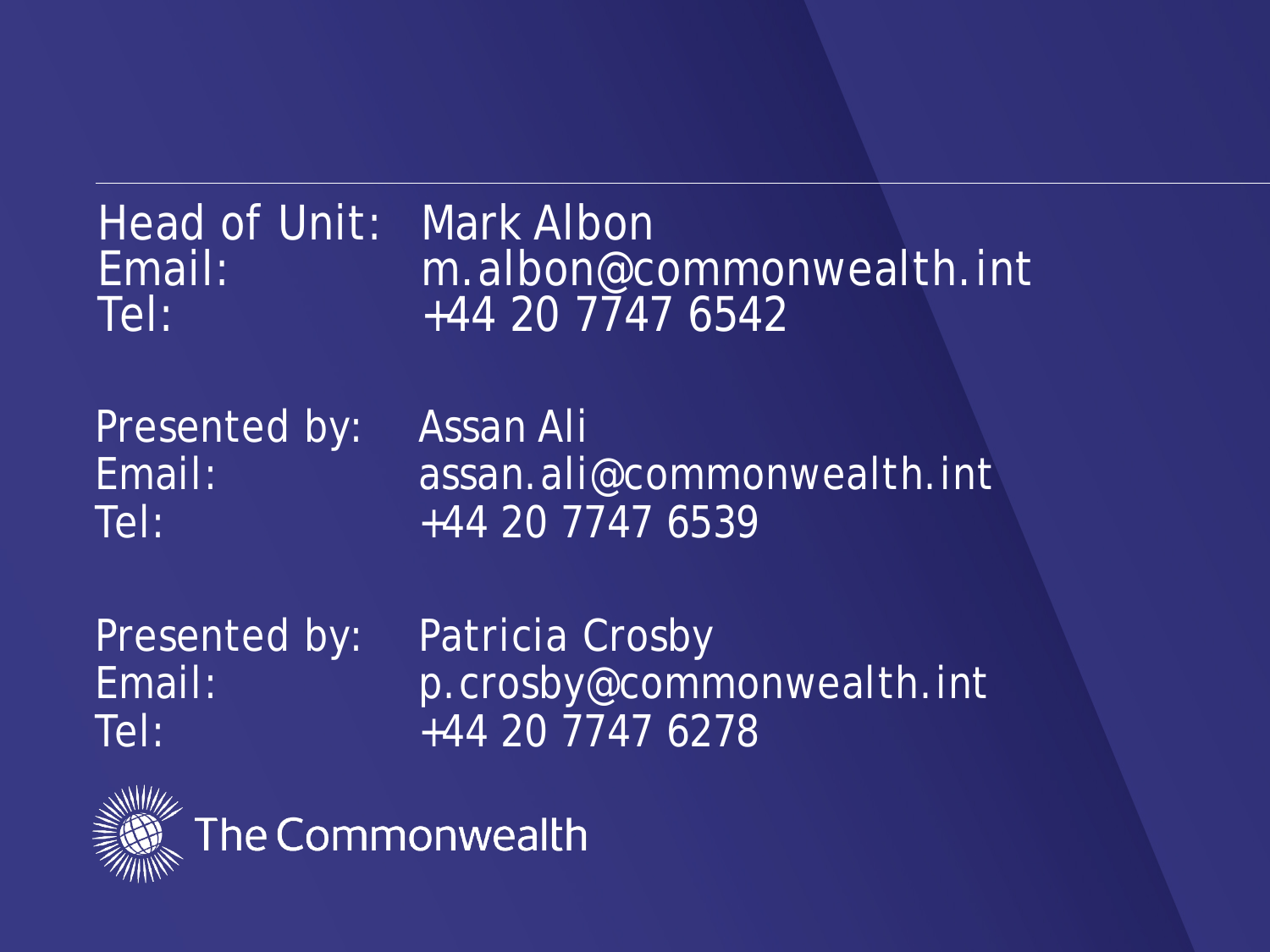Head of Unit: Mark Albon
Email: m.albon@commonwealth.int
Tel: +44 20 7747 6542

Presented by: Assan Ali
Email: assan.ali@commonwealth.int
Tel: +44 20 7747 6539

Presented by: Patricia Crosby
Email: p.crosby@commonwealth.int
Tel: +44 20 7747 6278

The Commonwealth